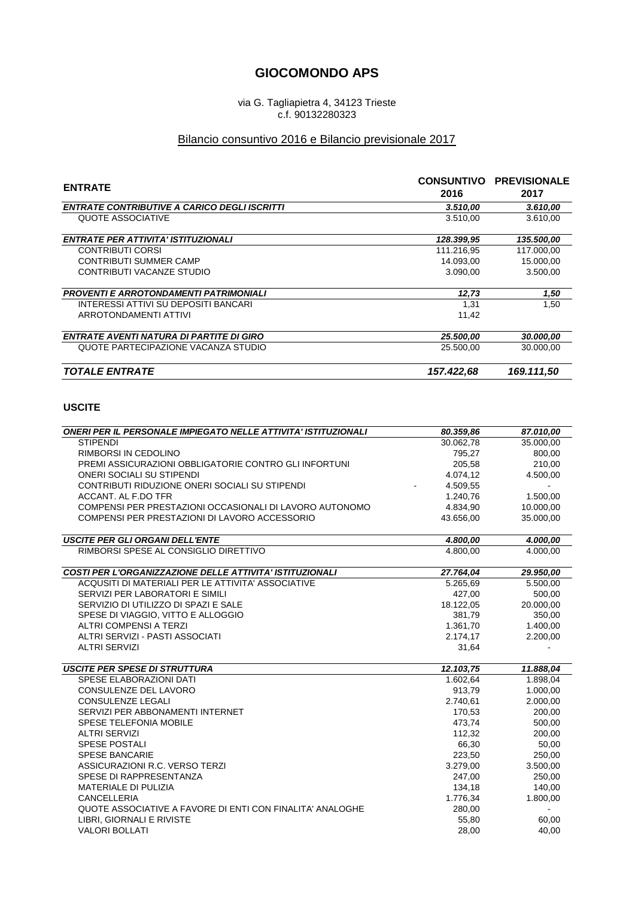# GIOCOMONDO APS

via G. Tagliapietra 4, 34123 Trieste
c.f. 90132280323

## Bilancio consuntivo 2016 e Bilancio previsionale 2017

| ENTRATE | CONSUNTIVO 2016 | PREVISIONALE 2017 |
|---|---|---|
| ***ENTRATE CONTRIBUTIVE A CARICO DEGLI ISCRITTI*** | ***3.510,00*** | ***3.610,00*** |
| QUOTE ASSOCIATIVE | 3.510,00 | 3.610,00 |
| ***ENTRATE PER ATTIVITA' ISTITUZIONALI*** | ***128.399,95*** | ***135.500,00*** |
| CONTRIBUTI CORSI | 111.216,95 | 117.000,00 |
| CONTRIBUTI SUMMER CAMP | 14.093,00 | 15.000,00 |
| CONTRIBUTI VACANZE STUDIO | 3.090,00 | 3.500,00 |
| ***PROVENTI E ARROTONDAMENTI PATRIMONIALI*** | ***12,73*** | ***1,50*** |
| INTERESSI ATTIVI SU DEPOSITI BANCARI | 1,31 | 1,50 |
| ARROTONDAMENTI ATTIVI | 11,42 | |
| ***ENTRATE AVENTI NATURA DI PARTITE DI GIRO*** | ***25.500,00*** | ***30.000,00*** |
| QUOTE PARTECIPAZIONE VACANZA STUDIO | 25.500,00 | 30.000,00 |
| ***TOTALE ENTRATE*** | ***157.422,68*** | ***169.111,50*** |

**USCITE**

| | | |
|---|---|---|
| ***ONERI PER IL PERSONALE IMPIEGATO NELLE ATTIVITA' ISTITUZIONALI*** | ***80.359,86*** | ***87.010,00*** |
| STIPENDI | 30.062,78 | 35.000,00 |
| RIMBORSI IN CEDOLINO | 795,27 | 800,00 |
| PREMI ASSICURAZIONI OBBLIGATORIE CONTRO GLI INFORTUNI | 205,58 | 210,00 |
| ONERI SOCIALI SU STIPENDI | 4.074,12 | 4.500,00 |
| CONTRIBUTI RIDUZIONE ONERI SOCIALI SU STIPENDI | - 4.509,55 | - |
| ACCANT. AL F.DO TFR | 1.240,76 | 1.500,00 |
| COMPENSI PER PRESTAZIONI OCCASIONALI DI LAVORO AUTONOMO | 4.834,90 | 10.000,00 |
| COMPENSI PER PRESTAZIONI DI LAVORO ACCESSORIO | 43.656,00 | 35.000,00 |
| ***USCITE PER GLI ORGANI DELL'ENTE*** | ***4.800,00*** | ***4.000,00*** |
| RIMBORSI SPESE AL CONSIGLIO DIRETTIVO | 4.800,00 | 4.000,00 |
| ***COSTI PER L'ORGANIZZAZIONE DELLE ATTIVITA' ISTITUZIONALI*** | ***27.764,04*** | ***29.950,00*** |
| ACQUSITI DI MATERIALI PER LE ATTIVITA' ASSOCIATIVE | 5.265,69 | 5.500,00 |
| SERVIZI PER LABORATORI E SIMILI | 427,00 | 500,00 |
| SERVIZIO DI UTILIZZO DI SPAZI E SALE | 18.122,05 | 20.000,00 |
| SPESE DI VIAGGIO, VITTO E ALLOGGIO | 381,79 | 350,00 |
| ALTRI COMPENSI A TERZI | 1.361,70 | 1.400,00 |
| ALTRI SERVIZI - PASTI ASSOCIATI | 2.174,17 | 2.200,00 |
| ALTRI SERVIZI | 31,64 | - |
| ***USCITE PER SPESE DI STRUTTURA*** | ***12.103,75*** | ***11.888,04*** |
| SPESE ELABORAZIONI DATI | 1.602,64 | 1.898,04 |
| CONSULENZE DEL LAVORO | 913,79 | 1.000,00 |
| CONSULENZE LEGALI | 2.740,61 | 2.000,00 |
| SERVIZI PER ABBONAMENTI INTERNET | 170,53 | 200,00 |
| SPESE TELEFONIA MOBILE | 473,74 | 500,00 |
| ALTRI SERVIZI | 112,32 | 200,00 |
| SPESE POSTALI | 66,30 | 50,00 |
| SPESE BANCARIE | 223,50 | 250,00 |
| ASSICURAZIONI R.C. VERSO TERZI | 3.279,00 | 3.500,00 |
| SPESE DI RAPPRESENTANZA | 247,00 | 250,00 |
| MATERIALE DI PULIZIA | 134,18 | 140,00 |
| CANCELLERIA | 1.776,34 | 1.800,00 |
| QUOTE ASSOCIATIVE A FAVORE DI ENTI CON FINALITA' ANALOGHE | 280,00 | - |
| LIBRI, GIORNALI E RIVISTE | 55,80 | 60,00 |
| VALORI BOLLATI | 28,00 | 40,00 |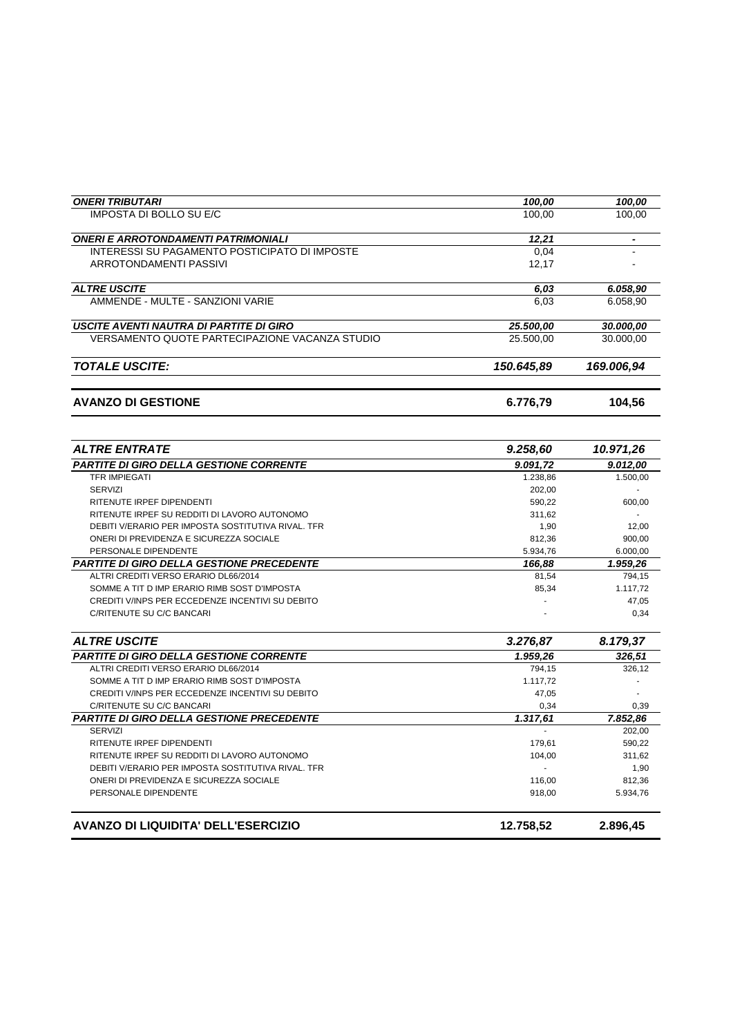| | | |
|---|---|---|
| ***ONERI TRIBUTARI*** | ***100,00*** | ***100,00*** |
| IMPOSTA DI BOLLO SU E/C | 100,00 | 100,00 |
| ***ONERI E ARROTONDAMENTI PATRIMONIALI*** | ***12,21*** | ***-*** |
| INTERESSI SU PAGAMENTO POSTICIPATO DI IMPOSTE | 0,04 | - |
| ARROTONDAMENTI PASSIVI | 12,17 | - |
| ***ALTRE USCITE*** | ***6,03*** | ***6.058,90*** |
| AMMENDE - MULTE - SANZIONI VARIE | 6,03 | 6.058,90 |
| ***USCITE AVENTI NAUTRA DI PARTITE DI GIRO*** | ***25.500,00*** | ***30.000,00*** |
| VERSAMENTO QUOTE PARTECIPAZIONE VACANZA STUDIO | 25.500,00 | 30.000,00 |
| ***TOTALE USCITE:*** | ***150.645,89*** | ***169.006,94*** |
| **AVANZO DI GESTIONE** | **6.776,79** | **104,56** |

| | | |
|---|---|---|
| ***ALTRE ENTRATE*** | ***9.258,60*** | ***10.971,26*** |
| ***PARTITE DI GIRO DELLA GESTIONE CORRENTE*** | ***9.091,72*** | ***9.012,00*** |
| TFR IMPIEGATI | 1.238,86 | 1.500,00 |
| SERVIZI | 202,00 | - |
| RITENUTE IRPEF DIPENDENTI | 590,22 | 600,00 |
| RITENUTE IRPEF SU REDDITI DI LAVORO AUTONOMO | 311,62 | - |
| DEBITI V/ERARIO PER IMPOSTA SOSTITUTIVA RIVAL. TFR | 1,90 | 12,00 |
| ONERI DI PREVIDENZA E SICUREZZA SOCIALE | 812,36 | 900,00 |
| PERSONALE DIPENDENTE | 5.934,76 | 6.000,00 |
| ***PARTITE DI GIRO DELLA GESTIONE PRECEDENTE*** | ***166,88*** | ***1.959,26*** |
| ALTRI CREDITI VERSO ERARIO DL66/2014 | 81,54 | 794,15 |
| SOMME A TIT D IMP ERARIO RIMB SOST D'IMPOSTA | 85,34 | 1.117,72 |
| CREDITI V/INPS PER ECCEDENZE INCENTIVI SU DEBITO | - | 47,05 |
| C/RITENUTE SU C/C BANCARI | - | 0,34 |
| ***ALTRE USCITE*** | ***3.276,87*** | ***8.179,37*** |
| ***PARTITE DI GIRO DELLA GESTIONE CORRENTE*** | ***1.959,26*** | ***326,51*** |
| ALTRI CREDITI VERSO ERARIO DL66/2014 | 794,15 | 326,12 |
| SOMME A TIT D IMP ERARIO RIMB SOST D'IMPOSTA | 1.117,72 | - |
| CREDITI V/INPS PER ECCEDENZE INCENTIVI SU DEBITO | 47,05 | - |
| C/RITENUTE SU C/C BANCARI | 0,34 | 0,39 |
| ***PARTITE DI GIRO DELLA GESTIONE PRECEDENTE*** | ***1.317,61*** | ***7.852,86*** |
| SERVIZI | - | 202,00 |
| RITENUTE IRPEF DIPENDENTI | 179,61 | 590,22 |
| RITENUTE IRPEF SU REDDITI DI LAVORO AUTONOMO | 104,00 | 311,62 |
| DEBITI V/ERARIO PER IMPOSTA SOSTITUTIVA RIVAL. TFR | - | 1,90 |
| ONERI DI PREVIDENZA E SICUREZZA SOCIALE | 116,00 | 812,36 |
| PERSONALE DIPENDENTE | 918,00 | 5.934,76 |
| **AVANZO DI LIQUIDITA' DELL'ESERCIZIO** | **12.758,52** | **2.896,45** |